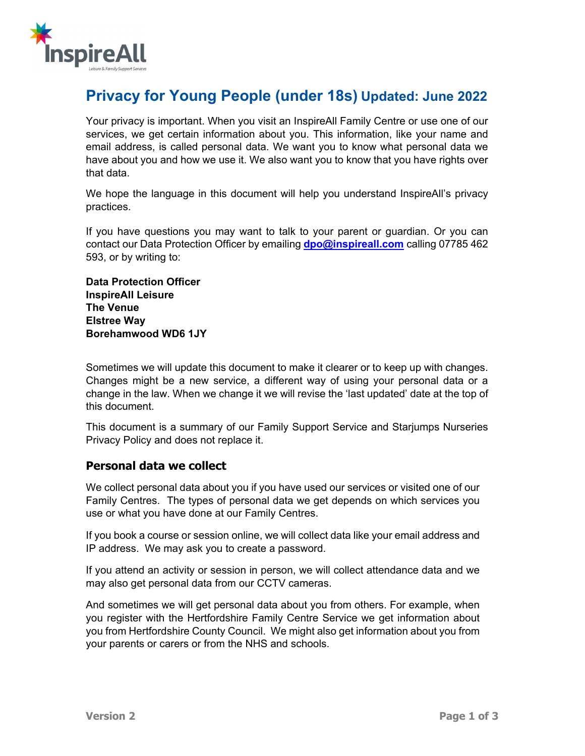# Privacy for Young People (under 18s) Updated: June 2022

Your privacy is important. When you visit an InspireAll Family Centre or use one of our services, we get certain information about you. This information, like your name and email address, is called personal data. We want you to know what personal data we have about you and how we use it. We also want you to know that you have rights over that data.

We hope the language in this document will help you understand InspireAll's privacy practices.

If you have questions you may want to talk to your parent or guardian. Or you can contact our Data Protection Officer by emailing **dpo@inspireall.com** calling 07785 462 593, or by writing to:

**Data Protection Officer**
**InspireAll Leisure**
**The Venue**
**Elstree Way**
**Borehamwood WD6 1JY**

Sometimes we will update this document to make it clearer or to keep up with changes. Changes might be a new service, a different way of using your personal data or a change in the law. When we change it we will revise the 'last updated' date at the top of this document.

This document is a summary of our Family Support Service and Starjumps Nurseries Privacy Policy and does not replace it.

## Personal data we collect

We collect personal data about you if you have used our services or visited one of our Family Centres. The types of personal data we get depends on which services you use or what you have done at our Family Centres.

If you book a course or session online, we will collect data like your email address and IP address. We may ask you to create a password.

If you attend an activity or session in person, we will collect attendance data and we may also get personal data from our CCTV cameras.

And sometimes we will get personal data about you from others. For example, when you register with the Hertfordshire Family Centre Service we get information about you from Hertfordshire County Council. We might also get information about you from your parents or carers or from the NHS and schools.

Version 2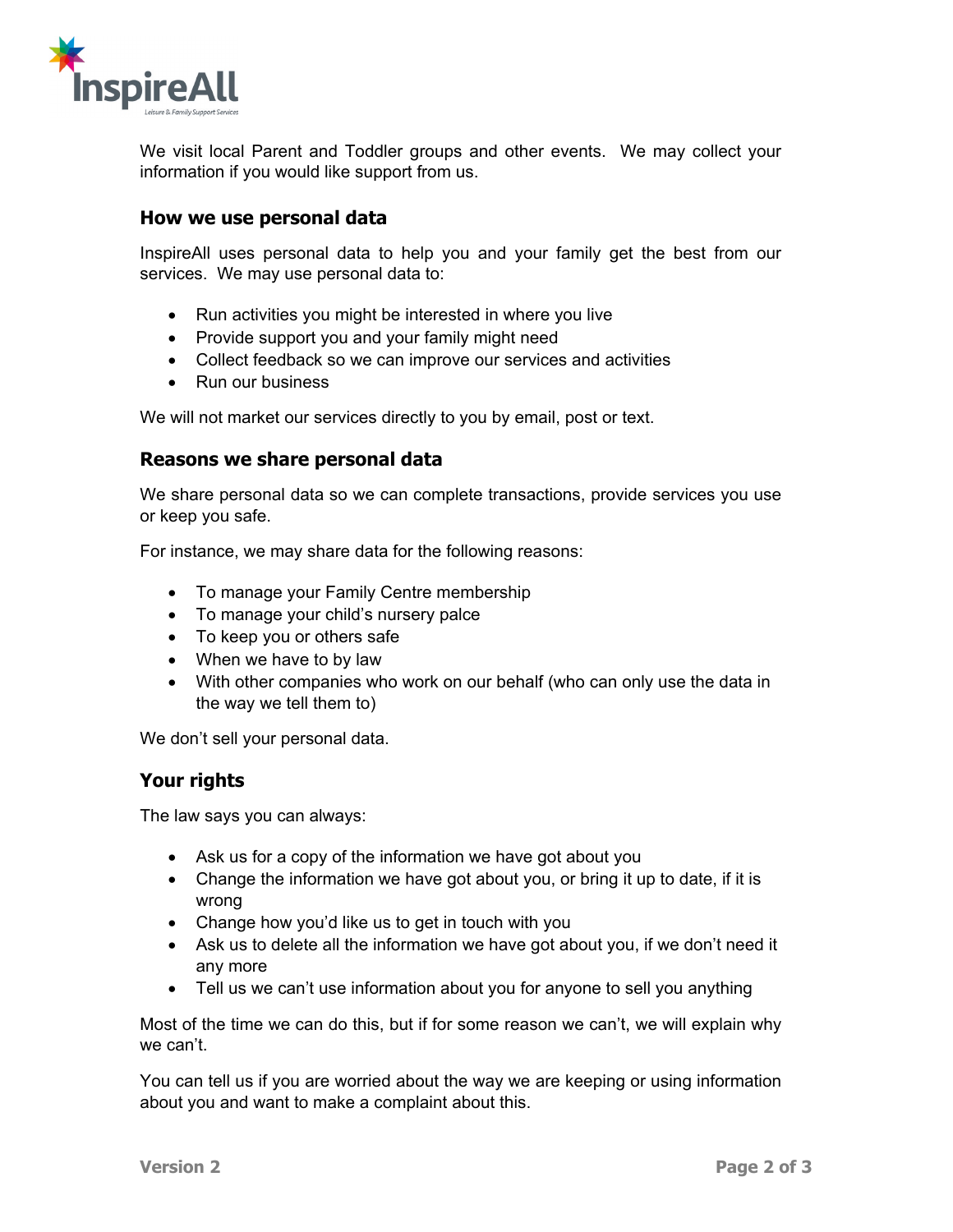We visit local Parent and Toddler groups and other events. We may collect your information if you would like support from us.

### How we use personal data

InspireAll uses personal data to help you and your family get the best from our services. We may use personal data to:

- Run activities you might be interested in where you live
- Provide support you and your family might need
- Collect feedback so we can improve our services and activities
- Run our business

We will not market our services directly to you by email, post or text.

### Reasons we share personal data

We share personal data so we can complete transactions, provide services you use or keep you safe.

For instance, we may share data for the following reasons:

- To manage your Family Centre membership
- To manage your child's nursery palce
- To keep you or others safe
- When we have to by law
- With other companies who work on our behalf (who can only use the data in the way we tell them to)

We don't sell your personal data.

### Your rights

The law says you can always:

- Ask us for a copy of the information we have got about you
- Change the information we have got about you, or bring it up to date, if it is wrong
- Change how you'd like us to get in touch with you
- Ask us to delete all the information we have got about you, if we don't need it any more
- Tell us we can't use information about you for anyone to sell you anything

Most of the time we can do this, but if for some reason we can't, we will explain why we can't.

You can tell us if you are worried about the way we are keeping or using information about you and want to make a complaint about this.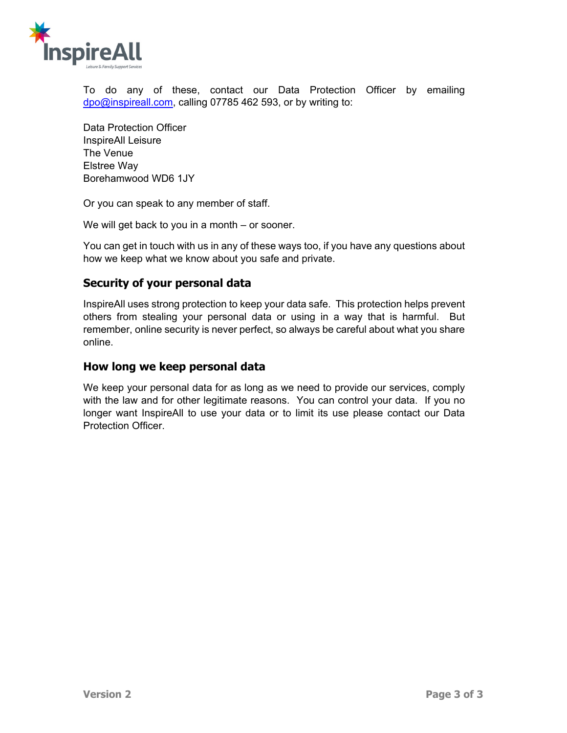To do any of these, contact our Data Protection Officer by emailing dpo@inspireall.com, calling 07785 462 593, or by writing to:

Data Protection Officer
InspireAll Leisure
The Venue
Elstree Way
Borehamwood WD6 1JY

Or you can speak to any member of staff.

We will get back to you in a month – or sooner.

You can get in touch with us in any of these ways too, if you have any questions about how we keep what we know about you safe and private.

## Security of your personal data

InspireAll uses strong protection to keep your data safe. This protection helps prevent others from stealing your personal data or using in a way that is harmful. But remember, online security is never perfect, so always be careful about what you share online.

## How long we keep personal data

We keep your personal data for as long as we need to provide our services, comply with the law and for other legitimate reasons. You can control your data. If you no longer want InspireAll to use your data or to limit its use please contact our Data Protection Officer.